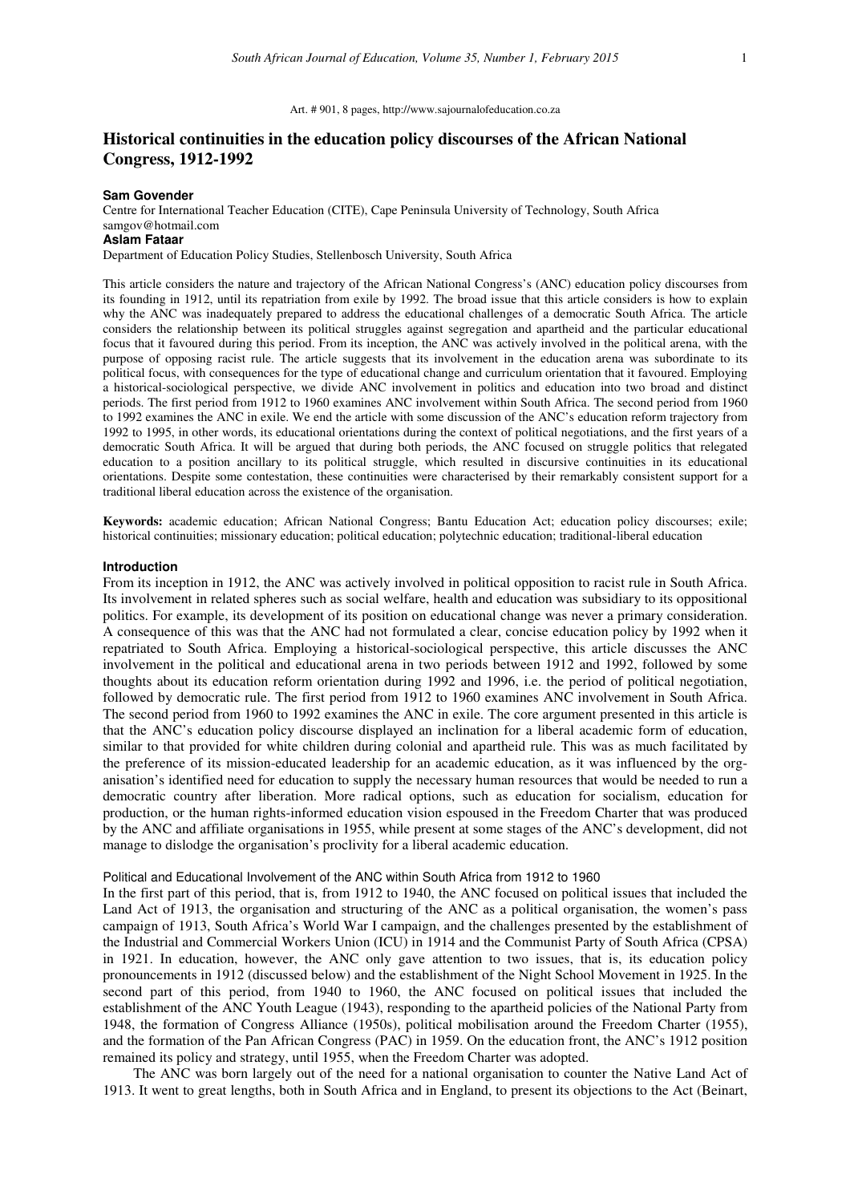Art. # 901, 8 pages, http://www.sajournalofeducation.co.za

# Historical continuities in the education policy discourses of the African National Congress, 1912-1992

**Sam Govender**
Centre for International Teacher Education (CITE), Cape Peninsula University of Technology, South Africa
samgov@hotmail.com

**Aslam Fataar**
Department of Education Policy Studies, Stellenbosch University, South Africa

This article considers the nature and trajectory of the African National Congress's (ANC) education policy discourses from its founding in 1912, until its repatriation from exile by 1992. The broad issue that this article considers is how to explain why the ANC was inadequately prepared to address the educational challenges of a democratic South Africa. The article considers the relationship between its political struggles against segregation and apartheid and the particular educational focus that it favoured during this period. From its inception, the ANC was actively involved in the political arena, with the purpose of opposing racist rule. The article suggests that its involvement in the education arena was subordinate to its political focus, with consequences for the type of educational change and curriculum orientation that it favoured. Employing a historical-sociological perspective, we divide ANC involvement in politics and education into two broad and distinct periods. The first period from 1912 to 1960 examines ANC involvement within South Africa. The second period from 1960 to 1992 examines the ANC in exile. We end the article with some discussion of the ANC's education reform trajectory from 1992 to 1995, in other words, its educational orientations during the context of political negotiations, and the first years of a democratic South Africa. It will be argued that during both periods, the ANC focused on struggle politics that relegated education to a position ancillary to its political struggle, which resulted in discursive continuities in its educational orientations. Despite some contestation, these continuities were characterised by their remarkably consistent support for a traditional liberal education across the existence of the organisation.

**Keywords:** academic education; African National Congress; Bantu Education Act; education policy discourses; exile; historical continuities; missionary education; political education; polytechnic education; traditional-liberal education

## Introduction

From its inception in 1912, the ANC was actively involved in political opposition to racist rule in South Africa. Its involvement in related spheres such as social welfare, health and education was subsidiary to its oppositional politics. For example, its development of its position on educational change was never a primary consideration. A consequence of this was that the ANC had not formulated a clear, concise education policy by 1992 when it repatriated to South Africa. Employing a historical-sociological perspective, this article discusses the ANC involvement in the political and educational arena in two periods between 1912 and 1992, followed by some thoughts about its education reform orientation during 1992 and 1996, i.e. the period of political negotiation, followed by democratic rule. The first period from 1912 to 1960 examines ANC involvement in South Africa. The second period from 1960 to 1992 examines the ANC in exile. The core argument presented in this article is that the ANC's education policy discourse displayed an inclination for a liberal academic form of education, similar to that provided for white children during colonial and apartheid rule. This was as much facilitated by the preference of its mission-educated leadership for an academic education, as it was influenced by the organisation's identified need for education to supply the necessary human resources that would be needed to run a democratic country after liberation. More radical options, such as education for socialism, education for production, or the human rights-informed education vision espoused in the Freedom Charter that was produced by the ANC and affiliate organisations in 1955, while present at some stages of the ANC's development, did not manage to dislodge the organisation's proclivity for a liberal academic education.

### Political and Educational Involvement of the ANC within South Africa from 1912 to 1960

In the first part of this period, that is, from 1912 to 1940, the ANC focused on political issues that included the Land Act of 1913, the organisation and structuring of the ANC as a political organisation, the women's pass campaign of 1913, South Africa's World War I campaign, and the challenges presented by the establishment of the Industrial and Commercial Workers Union (ICU) in 1914 and the Communist Party of South Africa (CPSA) in 1921. In education, however, the ANC only gave attention to two issues, that is, its education policy pronouncements in 1912 (discussed below) and the establishment of the Night School Movement in 1925. In the second part of this period, from 1940 to 1960, the ANC focused on political issues that included the establishment of the ANC Youth League (1943), responding to the apartheid policies of the National Party from 1948, the formation of Congress Alliance (1950s), political mobilisation around the Freedom Charter (1955), and the formation of the Pan African Congress (PAC) in 1959. On the education front, the ANC's 1912 position remained its policy and strategy, until 1955, when the Freedom Charter was adopted.

The ANC was born largely out of the need for a national organisation to counter the Native Land Act of 1913. It went to great lengths, both in South Africa and in England, to present its objections to the Act (Beinart,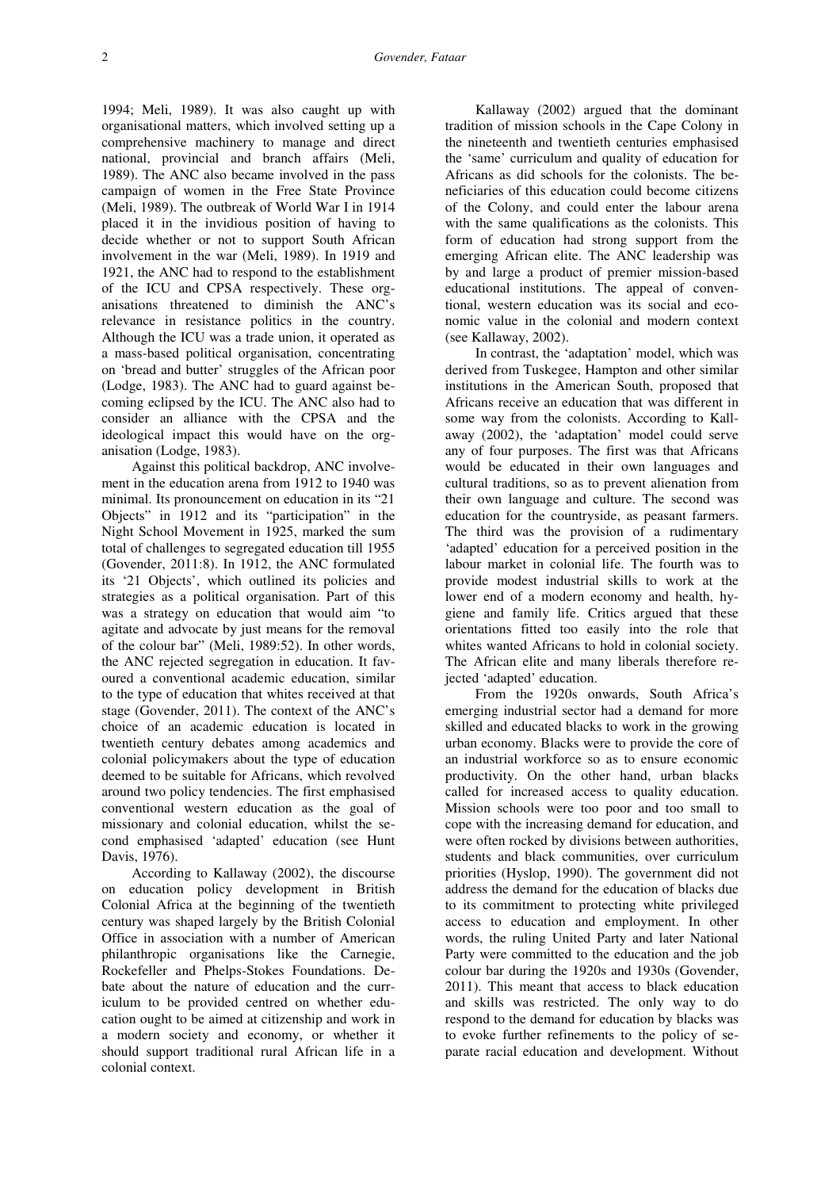1994; Meli, 1989). It was also caught up with organisational matters, which involved setting up a comprehensive machinery to manage and direct national, provincial and branch affairs (Meli, 1989). The ANC also became involved in the pass campaign of women in the Free State Province (Meli, 1989). The outbreak of World War I in 1914 placed it in the invidious position of having to decide whether or not to support South African involvement in the war (Meli, 1989). In 1919 and 1921, the ANC had to respond to the establishment of the ICU and CPSA respectively. These organisations threatened to diminish the ANC's relevance in resistance politics in the country. Although the ICU was a trade union, it operated as a mass-based political organisation, concentrating on 'bread and butter' struggles of the African poor (Lodge, 1983). The ANC had to guard against becoming eclipsed by the ICU. The ANC also had to consider an alliance with the CPSA and the ideological impact this would have on the organisation (Lodge, 1983).

Against this political backdrop, ANC involvement in the education arena from 1912 to 1940 was minimal. Its pronouncement on education in its "21 Objects" in 1912 and its "participation" in the Night School Movement in 1925, marked the sum total of challenges to segregated education till 1955 (Govender, 2011:8). In 1912, the ANC formulated its '21 Objects', which outlined its policies and strategies as a political organisation. Part of this was a strategy on education that would aim "to agitate and advocate by just means for the removal of the colour bar" (Meli, 1989:52). In other words, the ANC rejected segregation in education. It favoured a conventional academic education, similar to the type of education that whites received at that stage (Govender, 2011). The context of the ANC's choice of an academic education is located in twentieth century debates among academics and colonial policymakers about the type of education deemed to be suitable for Africans, which revolved around two policy tendencies. The first emphasised conventional western education as the goal of missionary and colonial education, whilst the second emphasised 'adapted' education (see Hunt Davis, 1976).

According to Kallaway (2002), the discourse on education policy development in British Colonial Africa at the beginning of the twentieth century was shaped largely by the British Colonial Office in association with a number of American philanthropic organisations like the Carnegie, Rockefeller and Phelps-Stokes Foundations. Debate about the nature of education and the curriculum to be provided centred on whether education ought to be aimed at citizenship and work in a modern society and economy, or whether it should support traditional rural African life in a colonial context.

Kallaway (2002) argued that the dominant tradition of mission schools in the Cape Colony in the nineteenth and twentieth centuries emphasised the 'same' curriculum and quality of education for Africans as did schools for the colonists. The beneficiaries of this education could become citizens of the Colony, and could enter the labour arena with the same qualifications as the colonists. This form of education had strong support from the emerging African elite. The ANC leadership was by and large a product of premier mission-based educational institutions. The appeal of conventional, western education was its social and economic value in the colonial and modern context (see Kallaway, 2002).

In contrast, the 'adaptation' model, which was derived from Tuskegee, Hampton and other similar institutions in the American South, proposed that Africans receive an education that was different in some way from the colonists. According to Kallaway (2002), the 'adaptation' model could serve any of four purposes. The first was that Africans would be educated in their own languages and cultural traditions, so as to prevent alienation from their own language and culture. The second was education for the countryside, as peasant farmers. The third was the provision of a rudimentary 'adapted' education for a perceived position in the labour market in colonial life. The fourth was to provide modest industrial skills to work at the lower end of a modern economy and health, hygiene and family life. Critics argued that these orientations fitted too easily into the role that whites wanted Africans to hold in colonial society. The African elite and many liberals therefore rejected 'adapted' education.

From the 1920s onwards, South Africa's emerging industrial sector had a demand for more skilled and educated blacks to work in the growing urban economy. Blacks were to provide the core of an industrial workforce so as to ensure economic productivity. On the other hand, urban blacks called for increased access to quality education. Mission schools were too poor and too small to cope with the increasing demand for education, and were often rocked by divisions between authorities, students and black communities, over curriculum priorities (Hyslop, 1990). The government did not address the demand for the education of blacks due to its commitment to protecting white privileged access to education and employment. In other words, the ruling United Party and later National Party were committed to the education and the job colour bar during the 1920s and 1930s (Govender, 2011). This meant that access to black education and skills was restricted. The only way to do respond to the demand for education by blacks was to evoke further refinements to the policy of separate racial education and development. Without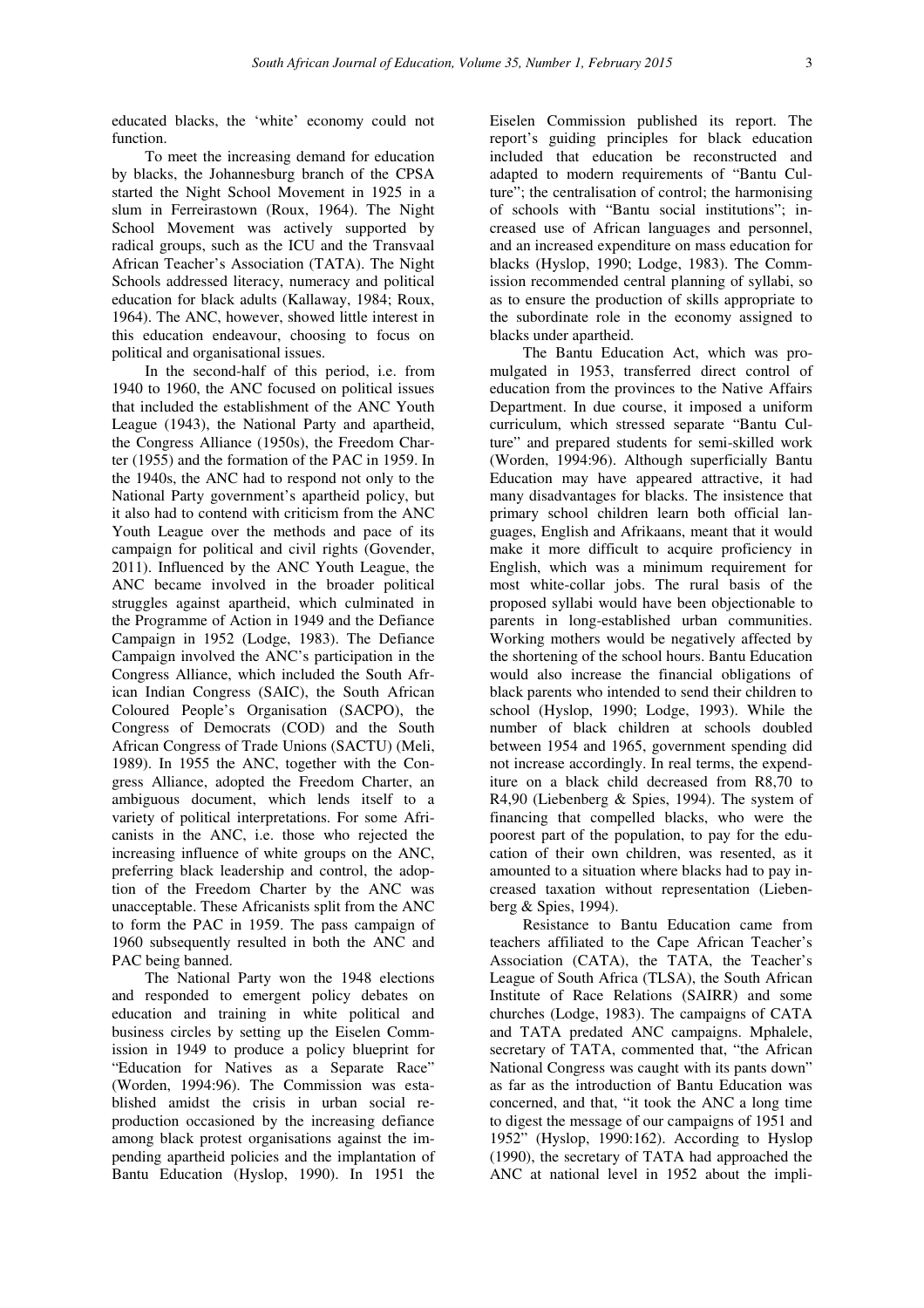educated blacks, the 'white' economy could not function.

To meet the increasing demand for education by blacks, the Johannesburg branch of the CPSA started the Night School Movement in 1925 in a slum in Ferreirastown (Roux, 1964). The Night School Movement was actively supported by radical groups, such as the ICU and the Transvaal African Teacher's Association (TATA). The Night Schools addressed literacy, numeracy and political education for black adults (Kallaway, 1984; Roux, 1964). The ANC, however, showed little interest in this education endeavour, choosing to focus on political and organisational issues.

In the second-half of this period, i.e. from 1940 to 1960, the ANC focused on political issues that included the establishment of the ANC Youth League (1943), the National Party and apartheid, the Congress Alliance (1950s), the Freedom Charter (1955) and the formation of the PAC in 1959. In the 1940s, the ANC had to respond not only to the National Party government's apartheid policy, but it also had to contend with criticism from the ANC Youth League over the methods and pace of its campaign for political and civil rights (Govender, 2011). Influenced by the ANC Youth League, the ANC became involved in the broader political struggles against apartheid, which culminated in the Programme of Action in 1949 and the Defiance Campaign in 1952 (Lodge, 1983). The Defiance Campaign involved the ANC's participation in the Congress Alliance, which included the South African Indian Congress (SAIC), the South African Coloured People's Organisation (SACPO), the Congress of Democrats (COD) and the South African Congress of Trade Unions (SACTU) (Meli, 1989). In 1955 the ANC, together with the Congress Alliance, adopted the Freedom Charter, an ambiguous document, which lends itself to a variety of political interpretations. For some Africanists in the ANC, i.e. those who rejected the increasing influence of white groups on the ANC, preferring black leadership and control, the adoption of the Freedom Charter by the ANC was unacceptable. These Africanists split from the ANC to form the PAC in 1959. The pass campaign of 1960 subsequently resulted in both the ANC and PAC being banned.

The National Party won the 1948 elections and responded to emergent policy debates on education and training in white political and business circles by setting up the Eiselen Commission in 1949 to produce a policy blueprint for "Education for Natives as a Separate Race" (Worden, 1994:96). The Commission was established amidst the crisis in urban social reproduction occasioned by the increasing defiance among black protest organisations against the impending apartheid policies and the implantation of Bantu Education (Hyslop, 1990). In 1951 the Eiselen Commission published its report. The report's guiding principles for black education included that education be reconstructed and adapted to modern requirements of "Bantu Culture"; the centralisation of control; the harmonising of schools with "Bantu social institutions"; increased use of African languages and personnel, and an increased expenditure on mass education for blacks (Hyslop, 1990; Lodge, 1983). The Commission recommended central planning of syllabi, so as to ensure the production of skills appropriate to the subordinate role in the economy assigned to blacks under apartheid.

The Bantu Education Act, which was promulgated in 1953, transferred direct control of education from the provinces to the Native Affairs Department. In due course, it imposed a uniform curriculum, which stressed separate "Bantu Culture" and prepared students for semi-skilled work (Worden, 1994:96). Although superficially Bantu Education may have appeared attractive, it had many disadvantages for blacks. The insistence that primary school children learn both official languages, English and Afrikaans, meant that it would make it more difficult to acquire proficiency in English, which was a minimum requirement for most white-collar jobs. The rural basis of the proposed syllabi would have been objectionable to parents in long-established urban communities. Working mothers would be negatively affected by the shortening of the school hours. Bantu Education would also increase the financial obligations of black parents who intended to send their children to school (Hyslop, 1990; Lodge, 1993). While the number of black children at schools doubled between 1954 and 1965, government spending did not increase accordingly. In real terms, the expenditure on a black child decreased from R8,70 to R4,90 (Liebenberg & Spies, 1994). The system of financing that compelled blacks, who were the poorest part of the population, to pay for the education of their own children, was resented, as it amounted to a situation where blacks had to pay increased taxation without representation (Liebenberg & Spies, 1994).

Resistance to Bantu Education came from teachers affiliated to the Cape African Teacher's Association (CATA), the TATA, the Teacher's League of South Africa (TLSA), the South African Institute of Race Relations (SAIRR) and some churches (Lodge, 1983). The campaigns of CATA and TATA predated ANC campaigns. Mphalele, secretary of TATA, commented that, "the African National Congress was caught with its pants down" as far as the introduction of Bantu Education was concerned, and that, "it took the ANC a long time to digest the message of our campaigns of 1951 and 1952" (Hyslop, 1990:162). According to Hyslop (1990), the secretary of TATA had approached the ANC at national level in 1952 about the impli-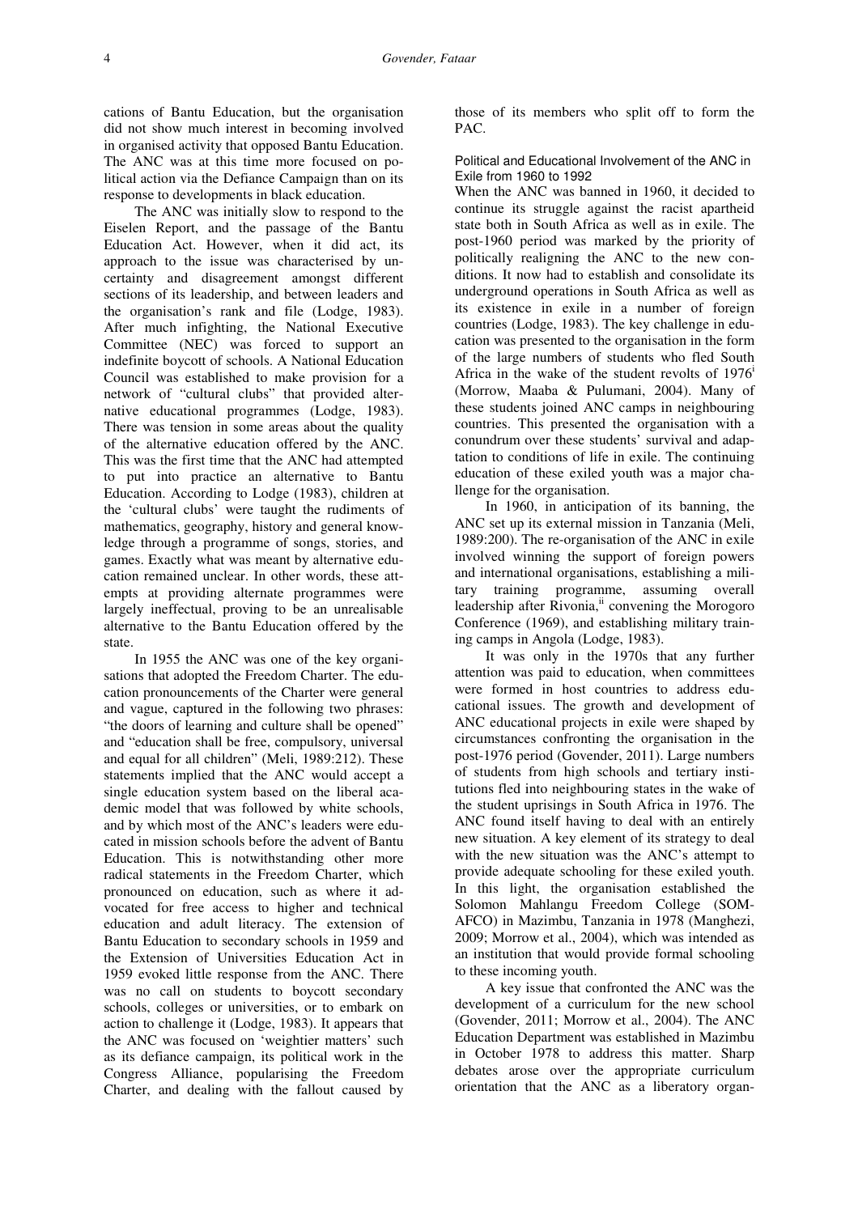cations of Bantu Education, but the organisation did not show much interest in becoming involved in organised activity that opposed Bantu Education. The ANC was at this time more focused on political action via the Defiance Campaign than on its response to developments in black education.

The ANC was initially slow to respond to the Eiselen Report, and the passage of the Bantu Education Act. However, when it did act, its approach to the issue was characterised by uncertainty and disagreement amongst different sections of its leadership, and between leaders and the organisation's rank and file (Lodge, 1983). After much infighting, the National Executive Committee (NEC) was forced to support an indefinite boycott of schools. A National Education Council was established to make provision for a network of "cultural clubs" that provided alternative educational programmes (Lodge, 1983). There was tension in some areas about the quality of the alternative education offered by the ANC. This was the first time that the ANC had attempted to put into practice an alternative to Bantu Education. According to Lodge (1983), children at the 'cultural clubs' were taught the rudiments of mathematics, geography, history and general knowledge through a programme of songs, stories, and games. Exactly what was meant by alternative education remained unclear. In other words, these attempts at providing alternate programmes were largely ineffectual, proving to be an unrealisable alternative to the Bantu Education offered by the state.

In 1955 the ANC was one of the key organisations that adopted the Freedom Charter. The education pronouncements of the Charter were general and vague, captured in the following two phrases: "the doors of learning and culture shall be opened" and "education shall be free, compulsory, universal and equal for all children" (Meli, 1989:212). These statements implied that the ANC would accept a single education system based on the liberal academic model that was followed by white schools, and by which most of the ANC's leaders were educated in mission schools before the advent of Bantu Education. This is notwithstanding other more radical statements in the Freedom Charter, which pronounced on education, such as where it advocated for free access to higher and technical education and adult literacy. The extension of Bantu Education to secondary schools in 1959 and the Extension of Universities Education Act in 1959 evoked little response from the ANC. There was no call on students to boycott secondary schools, colleges or universities, or to embark on action to challenge it (Lodge, 1983). It appears that the ANC was focused on 'weightier matters' such as its defiance campaign, its political work in the Congress Alliance, popularising the Freedom Charter, and dealing with the fallout caused by those of its members who split off to form the PAC.

### Political and Educational Involvement of the ANC in Exile from 1960 to 1992

When the ANC was banned in 1960, it decided to continue its struggle against the racist apartheid state both in South Africa as well as in exile. The post-1960 period was marked by the priority of politically realigning the ANC to the new conditions. It now had to establish and consolidate its underground operations in South Africa as well as its existence in exile in a number of foreign countries (Lodge, 1983). The key challenge in education was presented to the organisation in the form of the large numbers of students who fled South Africa in the wake of the student revolts of 1976[i] (Morrow, Maaba & Pulumani, 2004). Many of these students joined ANC camps in neighbouring countries. This presented the organisation with a conundrum over these students' survival and adaptation to conditions of life in exile. The continuing education of these exiled youth was a major challenge for the organisation.

In 1960, in anticipation of its banning, the ANC set up its external mission in Tanzania (Meli, 1989:200). The re-organisation of the ANC in exile involved winning the support of foreign powers and international organisations, establishing a military training programme, assuming overall leadership after Rivonia,[ii] convening the Morogoro Conference (1969), and establishing military training camps in Angola (Lodge, 1983).

It was only in the 1970s that any further attention was paid to education, when committees were formed in host countries to address educational issues. The growth and development of ANC educational projects in exile were shaped by circumstances confronting the organisation in the post-1976 period (Govender, 2011). Large numbers of students from high schools and tertiary institutions fled into neighbouring states in the wake of the student uprisings in South Africa in 1976. The ANC found itself having to deal with an entirely new situation. A key element of its strategy to deal with the new situation was the ANC's attempt to provide adequate schooling for these exiled youth. In this light, the organisation established the Solomon Mahlangu Freedom College (SOMAFCO) in Mazimbu, Tanzania in 1978 (Manghezi, 2009; Morrow et al., 2004), which was intended as an institution that would provide formal schooling to these incoming youth.

A key issue that confronted the ANC was the development of a curriculum for the new school (Govender, 2011; Morrow et al., 2004). The ANC Education Department was established in Mazimbu in October 1978 to address this matter. Sharp debates arose over the appropriate curriculum orientation that the ANC as a liberatory organ-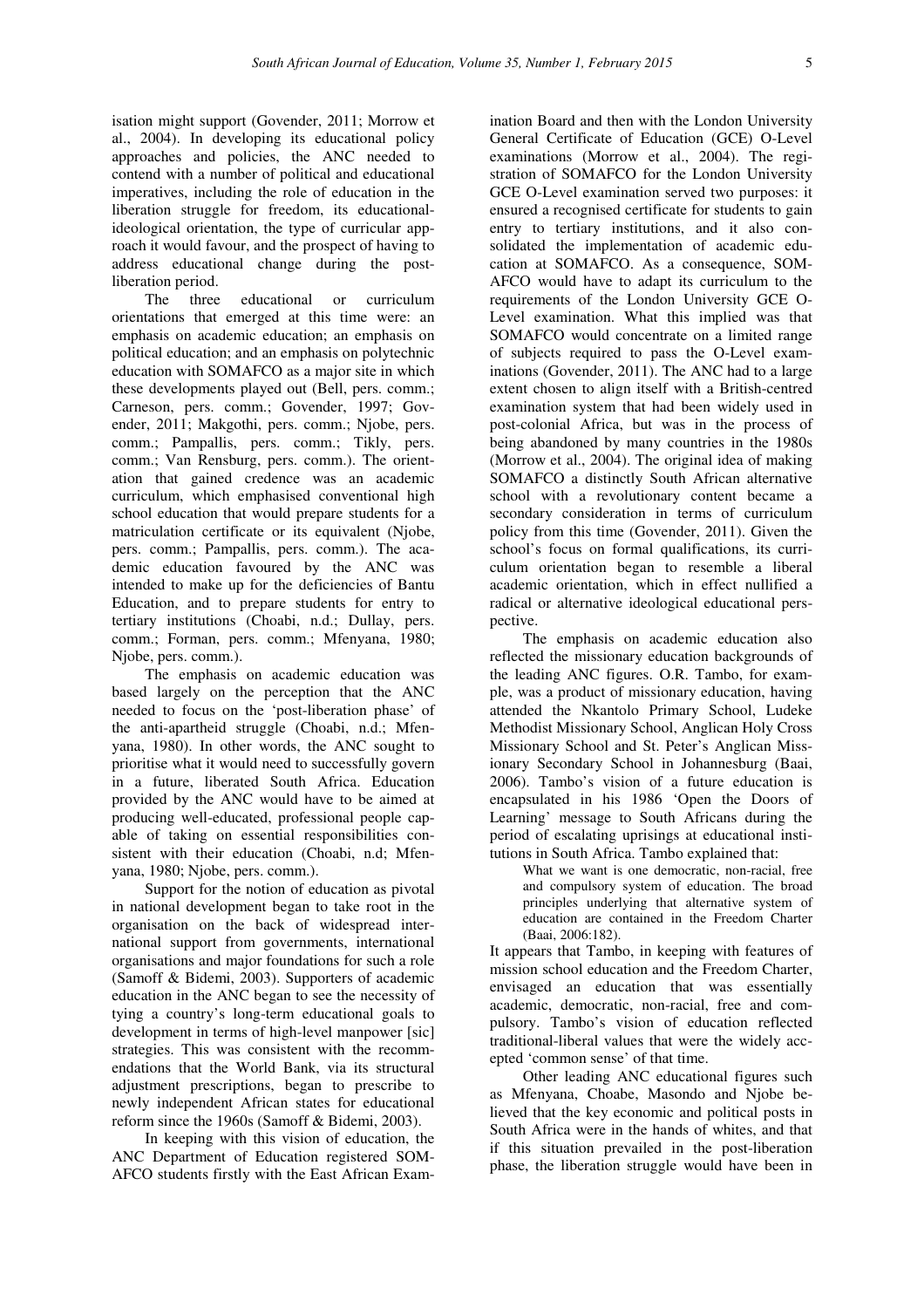isation might support (Govender, 2011; Morrow et al., 2004). In developing its educational policy approaches and policies, the ANC needed to contend with a number of political and educational imperatives, including the role of education in the liberation struggle for freedom, its educational-ideological orientation, the type of curricular approach it would favour, and the prospect of having to address educational change during the post-liberation period.

The three educational or curriculum orientations that emerged at this time were: an emphasis on academic education; an emphasis on political education; and an emphasis on polytechnic education with SOMAFCO as a major site in which these developments played out (Bell, pers. comm.; Carneson, pers. comm.; Govender, 1997; Govender, 2011; Makgothi, pers. comm.; Njobe, pers. comm.; Pampallis, pers. comm.; Tikly, pers. comm.; Van Rensburg, pers. comm.). The orientation that gained credence was an academic curriculum, which emphasised conventional high school education that would prepare students for a matriculation certificate or its equivalent (Njobe, pers. comm.; Pampallis, pers. comm.). The academic education favoured by the ANC was intended to make up for the deficiencies of Bantu Education, and to prepare students for entry to tertiary institutions (Choabi, n.d.; Dullay, pers. comm.; Forman, pers. comm.; Mfenyana, 1980; Njobe, pers. comm.).

The emphasis on academic education was based largely on the perception that the ANC needed to focus on the 'post-liberation phase' of the anti-apartheid struggle (Choabi, n.d.; Mfenyana, 1980). In other words, the ANC sought to prioritise what it would need to successfully govern in a future, liberated South Africa. Education provided by the ANC would have to be aimed at producing well-educated, professional people capable of taking on essential responsibilities consistent with their education (Choabi, n.d; Mfenyana, 1980; Njobe, pers. comm.).

Support for the notion of education as pivotal in national development began to take root in the organisation on the back of widespread international support from governments, international organisations and major foundations for such a role (Samoff & Bidemi, 2003). Supporters of academic education in the ANC began to see the necessity of tying a country's long-term educational goals to development in terms of high-level manpower [sic] strategies. This was consistent with the recommendations that the World Bank, via its structural adjustment prescriptions, began to prescribe to newly independent African states for educational reform since the 1960s (Samoff & Bidemi, 2003).

In keeping with this vision of education, the ANC Department of Education registered SOMAFCO students firstly with the East African Examination Board and then with the London University General Certificate of Education (GCE) O-Level examinations (Morrow et al., 2004). The registration of SOMAFCO for the London University GCE O-Level examination served two purposes: it ensured a recognised certificate for students to gain entry to tertiary institutions, and it also consolidated the implementation of academic education at SOMAFCO. As a consequence, SOMAFCO would have to adapt its curriculum to the requirements of the London University GCE O-Level examination. What this implied was that SOMAFCO would concentrate on a limited range of subjects required to pass the O-Level examinations (Govender, 2011). The ANC had to a large extent chosen to align itself with a British-centred examination system that had been widely used in post-colonial Africa, but was in the process of being abandoned by many countries in the 1980s (Morrow et al., 2004). The original idea of making SOMAFCO a distinctly South African alternative school with a revolutionary content became a secondary consideration in terms of curriculum policy from this time (Govender, 2011). Given the school's focus on formal qualifications, its curriculum orientation began to resemble a liberal academic orientation, which in effect nullified a radical or alternative ideological educational perspective.

The emphasis on academic education also reflected the missionary education backgrounds of the leading ANC figures. O.R. Tambo, for example, was a product of missionary education, having attended the Nkantolo Primary School, Ludeke Methodist Missionary School, Anglican Holy Cross Missionary School and St. Peter's Anglican Missionary Secondary School in Johannesburg (Baai, 2006). Tambo's vision of a future education is encapsulated in his 1986 'Open the Doors of Learning' message to South Africans during the period of escalating uprisings at educational institutions in South Africa. Tambo explained that:

> What we want is one democratic, non-racial, free and compulsory system of education. The broad principles underlying that alternative system of education are contained in the Freedom Charter (Baai, 2006:182).

It appears that Tambo, in keeping with features of mission school education and the Freedom Charter, envisaged an education that was essentially academic, democratic, non-racial, free and compulsory. Tambo's vision of education reflected traditional-liberal values that were the widely accepted 'common sense' of that time.

Other leading ANC educational figures such as Mfenyana, Choabe, Masondo and Njobe believed that the key economic and political posts in South Africa were in the hands of whites, and that if this situation prevailed in the post-liberation phase, the liberation struggle would have been in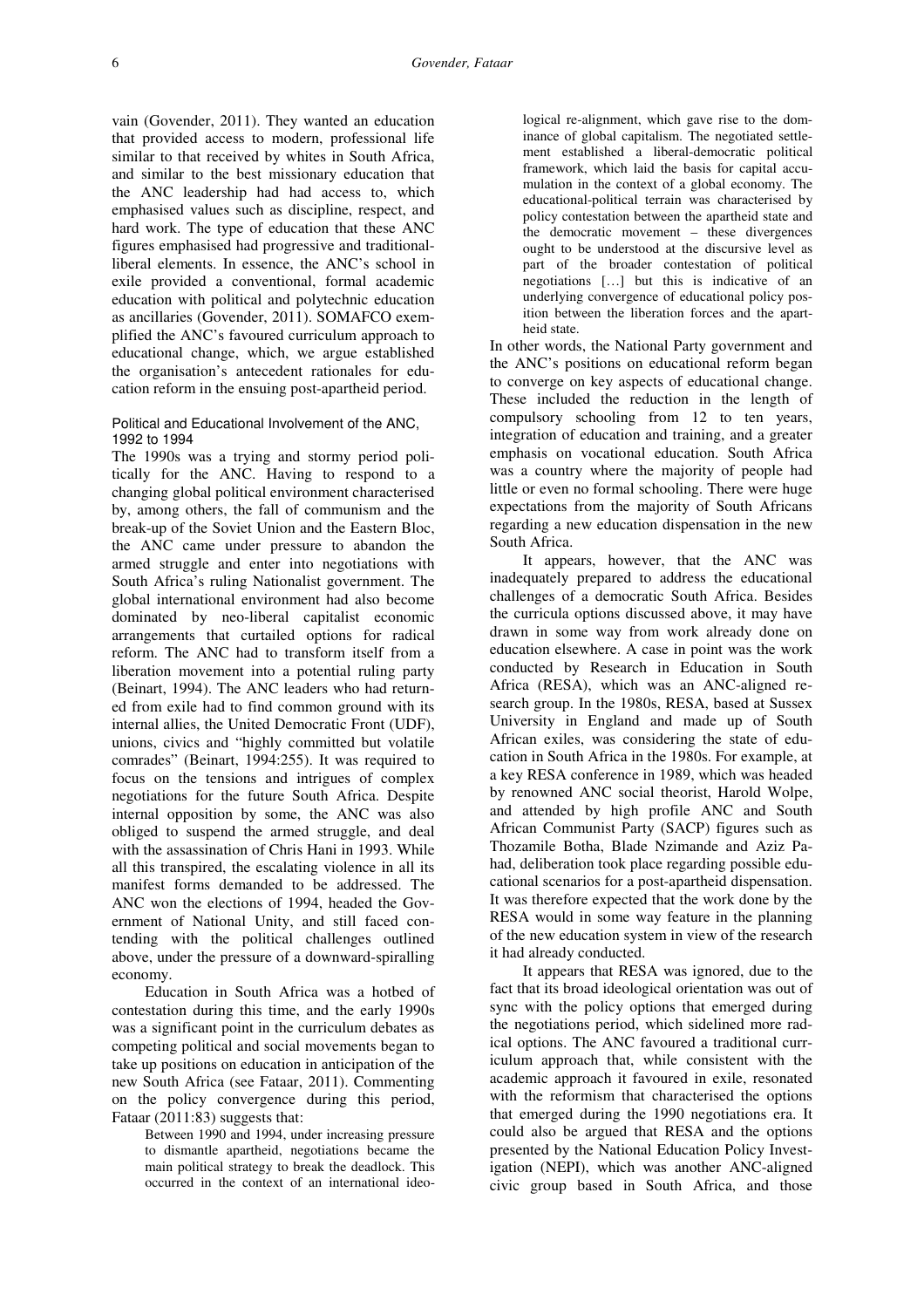vain (Govender, 2011). They wanted an education that provided access to modern, professional life similar to that received by whites in South Africa, and similar to the best missionary education that the ANC leadership had had access to, which emphasised values such as discipline, respect, and hard work. The type of education that these ANC figures emphasised had progressive and traditional-liberal elements. In essence, the ANC's school in exile provided a conventional, formal academic education with political and polytechnic education as ancillaries (Govender, 2011). SOMAFCO exemplified the ANC's favoured curriculum approach to educational change, which, we argue established the organisation's antecedent rationales for education reform in the ensuing post-apartheid period.

### Political and Educational Involvement of the ANC, 1992 to 1994

The 1990s was a trying and stormy period politically for the ANC. Having to respond to a changing global political environment characterised by, among others, the fall of communism and the break-up of the Soviet Union and the Eastern Bloc, the ANC came under pressure to abandon the armed struggle and enter into negotiations with South Africa's ruling Nationalist government. The global international environment had also become dominated by neo-liberal capitalist economic arrangements that curtailed options for radical reform. The ANC had to transform itself from a liberation movement into a potential ruling party (Beinart, 1994). The ANC leaders who had returned from exile had to find common ground with its internal allies, the United Democratic Front (UDF), unions, civics and "highly committed but volatile comrades" (Beinart, 1994:255). It was required to focus on the tensions and intrigues of complex negotiations for the future South Africa. Despite internal opposition by some, the ANC was also obliged to suspend the armed struggle, and deal with the assassination of Chris Hani in 1993. While all this transpired, the escalating violence in all its manifest forms demanded to be addressed. The ANC won the elections of 1994, headed the Government of National Unity, and still faced contending with the political challenges outlined above, under the pressure of a downward-spiralling economy.

Education in South Africa was a hotbed of contestation during this time, and the early 1990s was a significant point in the curriculum debates as competing political and social movements began to take up positions on education in anticipation of the new South Africa (see Fataar, 2011). Commenting on the policy convergence during this period, Fataar (2011:83) suggests that:

> Between 1990 and 1994, under increasing pressure to dismantle apartheid, negotiations became the main political strategy to break the deadlock. This occurred in the context of an international ideological re-alignment, which gave rise to the dominance of global capitalism. The negotiated settlement established a liberal-democratic political framework, which laid the basis for capital accumulation in the context of a global economy. The educational-political terrain was characterised by policy contestation between the apartheid state and the democratic movement – these divergences ought to be understood at the discursive level as part of the broader contestation of political negotiations […] but this is indicative of an underlying convergence of educational policy position between the liberation forces and the apartheid state.

In other words, the National Party government and the ANC's positions on educational reform began to converge on key aspects of educational change. These included the reduction in the length of compulsory schooling from 12 to ten years, integration of education and training, and a greater emphasis on vocational education. South Africa was a country where the majority of people had little or even no formal schooling. There were huge expectations from the majority of South Africans regarding a new education dispensation in the new South Africa.

It appears, however, that the ANC was inadequately prepared to address the educational challenges of a democratic South Africa. Besides the curricula options discussed above, it may have drawn in some way from work already done on education elsewhere. A case in point was the work conducted by Research in Education in South Africa (RESA), which was an ANC-aligned research group. In the 1980s, RESA, based at Sussex University in England and made up of South African exiles, was considering the state of education in South Africa in the 1980s. For example, at a key RESA conference in 1989, which was headed by renowned ANC social theorist, Harold Wolpe, and attended by high profile ANC and South African Communist Party (SACP) figures such as Thozamile Botha, Blade Nzimande and Aziz Pahad, deliberation took place regarding possible educational scenarios for a post-apartheid dispensation. It was therefore expected that the work done by the RESA would in some way feature in the planning of the new education system in view of the research it had already conducted.

It appears that RESA was ignored, due to the fact that its broad ideological orientation was out of sync with the policy options that emerged during the negotiations period, which sidelined more radical options. The ANC favoured a traditional curriculum approach that, while consistent with the academic approach it favoured in exile, resonated with the reformism that characterised the options that emerged during the 1990 negotiations era. It could also be argued that RESA and the options presented by the National Education Policy Investigation (NEPI), which was another ANC-aligned civic group based in South Africa, and those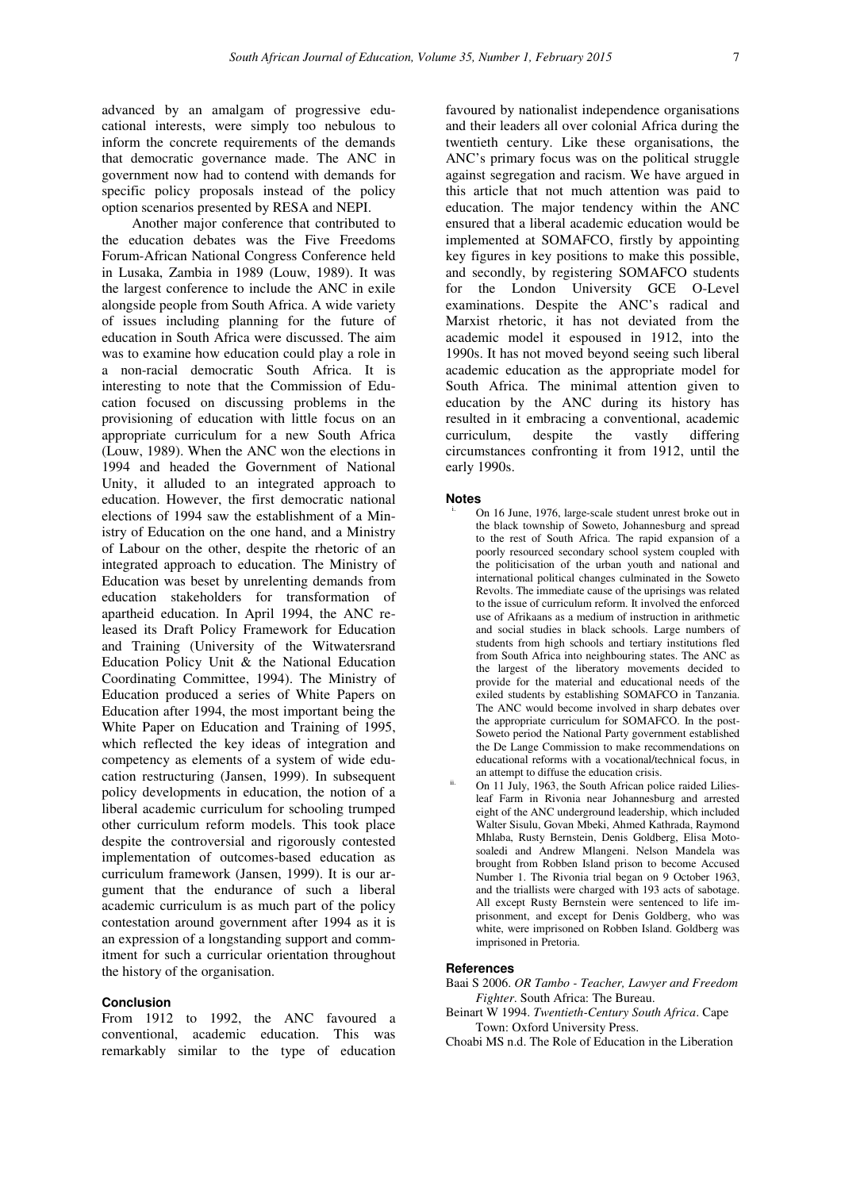advanced by an amalgam of progressive educational interests, were simply too nebulous to inform the concrete requirements of the demands that democratic governance made. The ANC in government now had to contend with demands for specific policy proposals instead of the policy option scenarios presented by RESA and NEPI.

Another major conference that contributed to the education debates was the Five Freedoms Forum-African National Congress Conference held in Lusaka, Zambia in 1989 (Louw, 1989). It was the largest conference to include the ANC in exile alongside people from South Africa. A wide variety of issues including planning for the future of education in South Africa were discussed. The aim was to examine how education could play a role in a non-racial democratic South Africa. It is interesting to note that the Commission of Education focused on discussing problems in the provisioning of education with little focus on an appropriate curriculum for a new South Africa (Louw, 1989). When the ANC won the elections in 1994 and headed the Government of National Unity, it alluded to an integrated approach to education. However, the first democratic national elections of 1994 saw the establishment of a Ministry of Education on the one hand, and a Ministry of Labour on the other, despite the rhetoric of an integrated approach to education. The Ministry of Education was beset by unrelenting demands from education stakeholders for transformation of apartheid education. In April 1994, the ANC released its Draft Policy Framework for Education and Training (University of the Witwatersrand Education Policy Unit & the National Education Coordinating Committee, 1994). The Ministry of Education produced a series of White Papers on Education after 1994, the most important being the White Paper on Education and Training of 1995, which reflected the key ideas of integration and competency as elements of a system of wide education restructuring (Jansen, 1999). In subsequent policy developments in education, the notion of a liberal academic curriculum for schooling trumped other curriculum reform models. This took place despite the controversial and rigorously contested implementation of outcomes-based education as curriculum framework (Jansen, 1999). It is our argument that the endurance of such a liberal academic curriculum is as much part of the policy contestation around government after 1994 as it is an expression of a longstanding support and commitment for such a curricular orientation throughout the history of the organisation.

## Conclusion

From 1912 to 1992, the ANC favoured a conventional, academic education. This was remarkably similar to the type of education favoured by nationalist independence organisations and their leaders all over colonial Africa during the twentieth century. Like these organisations, the ANC's primary focus was on the political struggle against segregation and racism. We have argued in this article that not much attention was paid to education. The major tendency within the ANC ensured that a liberal academic education would be implemented at SOMAFCO, firstly by appointing key figures in key positions to make this possible, and secondly, by registering SOMAFCO students for the London University GCE O-Level examinations. Despite the ANC's radical and Marxist rhetoric, it has not deviated from the academic model it espoused in 1912, into the 1990s. It has not moved beyond seeing such liberal academic education as the appropriate model for South Africa. The minimal attention given to education by the ANC during its history has resulted in it embracing a conventional, academic curriculum, despite the vastly differing circumstances confronting it from 1912, until the early 1990s.

## Notes

i. On 16 June, 1976, large-scale student unrest broke out in the black township of Soweto, Johannesburg and spread to the rest of South Africa. The rapid expansion of a poorly resourced secondary school system coupled with the politicisation of the urban youth and national and international political changes culminated in the Soweto Revolts. The immediate cause of the uprisings was related to the issue of curriculum reform. It involved the enforced use of Afrikaans as a medium of instruction in arithmetic and social studies in black schools. Large numbers of students from high schools and tertiary institutions fled from South Africa into neighbouring states. The ANC as the largest of the liberatory movements decided to provide for the material and educational needs of the exiled students by establishing SOMAFCO in Tanzania. The ANC would become involved in sharp debates over the appropriate curriculum for SOMAFCO. In the post-Soweto period the National Party government established the De Lange Commission to make recommendations on educational reforms with a vocational/technical focus, in an attempt to diffuse the education crisis.

ii. On 11 July, 1963, the South African police raided Liliesleaf Farm in Rivonia near Johannesburg and arrested eight of the ANC underground leadership, which included Walter Sisulu, Govan Mbeki, Ahmed Kathrada, Raymond Mhlaba, Rusty Bernstein, Denis Goldberg, Elisa Motosoaledi and Andrew Mlangeni. Nelson Mandela was brought from Robben Island prison to become Accused Number 1. The Rivonia trial began on 9 October 1963, and the triallists were charged with 193 acts of sabotage. All except Rusty Bernstein were sentenced to life imprisonment, and except for Denis Goldberg, who was white, were imprisoned on Robben Island. Goldberg was imprisoned in Pretoria.

## References

Baai S 2006. *OR Tambo - Teacher, Lawyer and Freedom Fighter*. South Africa: The Bureau.

Beinart W 1994. *Twentieth-Century South Africa*. Cape Town: Oxford University Press.

Choabi MS n.d. The Role of Education in the Liberation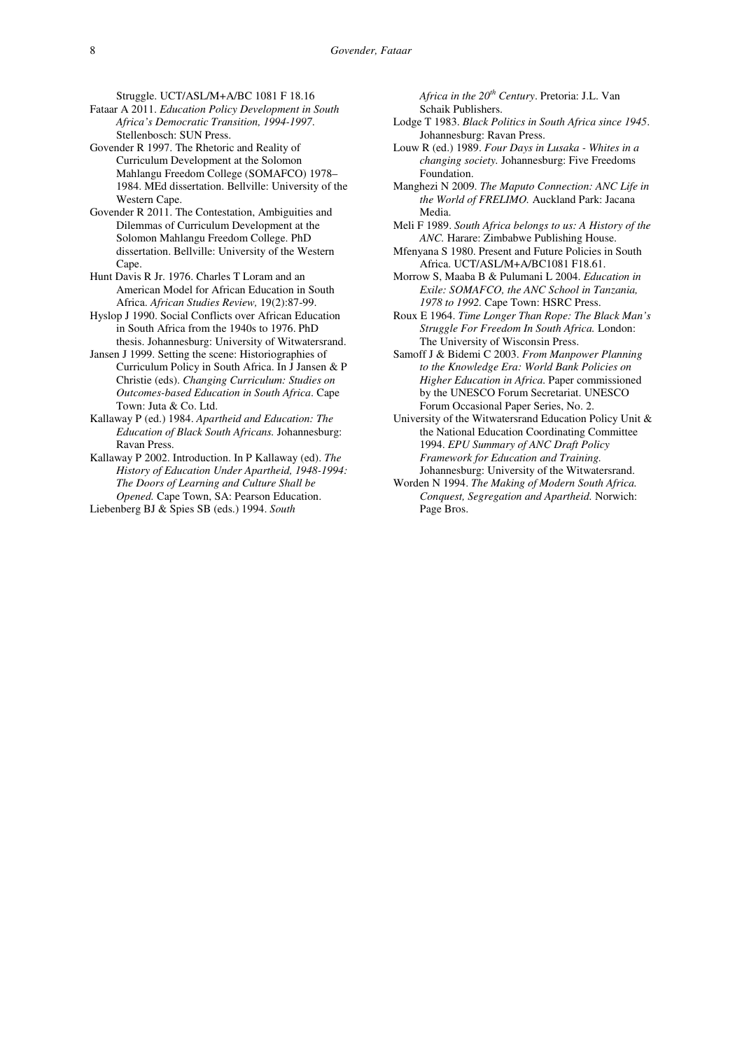Struggle. UCT/ASL/M+A/BC 1081 F 18.16

Fataar A 2011. *Education Policy Development in South Africa's Democratic Transition, 1994-1997*. Stellenbosch: SUN Press.

Govender R 1997. The Rhetoric and Reality of Curriculum Development at the Solomon Mahlangu Freedom College (SOMAFCO) 1978–1984. MEd dissertation. Bellville: University of the Western Cape.

Govender R 2011. The Contestation, Ambiguities and Dilemmas of Curriculum Development at the Solomon Mahlangu Freedom College. PhD dissertation. Bellville: University of the Western Cape.

Hunt Davis R Jr. 1976. Charles T Loram and an American Model for African Education in South Africa. *African Studies Review,* 19(2):87-99.

Hyslop J 1990. Social Conflicts over African Education in South Africa from the 1940s to 1976. PhD thesis. Johannesburg: University of Witwatersrand.

Jansen J 1999. Setting the scene: Historiographies of Curriculum Policy in South Africa. In J Jansen & P Christie (eds). *Changing Curriculum: Studies on Outcomes-based Education in South Africa*. Cape Town: Juta & Co. Ltd.

Kallaway P (ed.) 1984. *Apartheid and Education: The Education of Black South Africans.* Johannesburg: Ravan Press.

Kallaway P 2002. Introduction. In P Kallaway (ed). *The History of Education Under Apartheid, 1948-1994: The Doors of Learning and Culture Shall be Opened.* Cape Town, SA: Pearson Education.

Liebenberg BJ & Spies SB (eds.) 1994. *South Africa in the 20th Century*. Pretoria: J.L. Van Schaik Publishers.

Lodge T 1983. *Black Politics in South Africa since 1945*. Johannesburg: Ravan Press.

Louw R (ed.) 1989. *Four Days in Lusaka - Whites in a changing society.* Johannesburg: Five Freedoms Foundation.

Manghezi N 2009. *The Maputo Connection: ANC Life in the World of FRELIMO.* Auckland Park: Jacana Media.

Meli F 1989. *South Africa belongs to us: A History of the ANC.* Harare: Zimbabwe Publishing House.

Mfenyana S 1980. Present and Future Policies in South Africa. UCT/ASL/M+A/BC1081 F18.61.

Morrow S, Maaba B & Pulumani L 2004. *Education in Exile: SOMAFCO, the ANC School in Tanzania, 1978 to 1992.* Cape Town: HSRC Press.

Roux E 1964. *Time Longer Than Rope: The Black Man's Struggle For Freedom In South Africa.* London: The University of Wisconsin Press.

Samoff J & Bidemi C 2003. *From Manpower Planning to the Knowledge Era: World Bank Policies on Higher Education in Africa.* Paper commissioned by the UNESCO Forum Secretariat. UNESCO Forum Occasional Paper Series, No. 2.

University of the Witwatersrand Education Policy Unit & the National Education Coordinating Committee 1994. *EPU Summary of ANC Draft Policy Framework for Education and Training.* Johannesburg: University of the Witwatersrand.

Worden N 1994. *The Making of Modern South Africa. Conquest, Segregation and Apartheid.* Norwich: Page Bros.